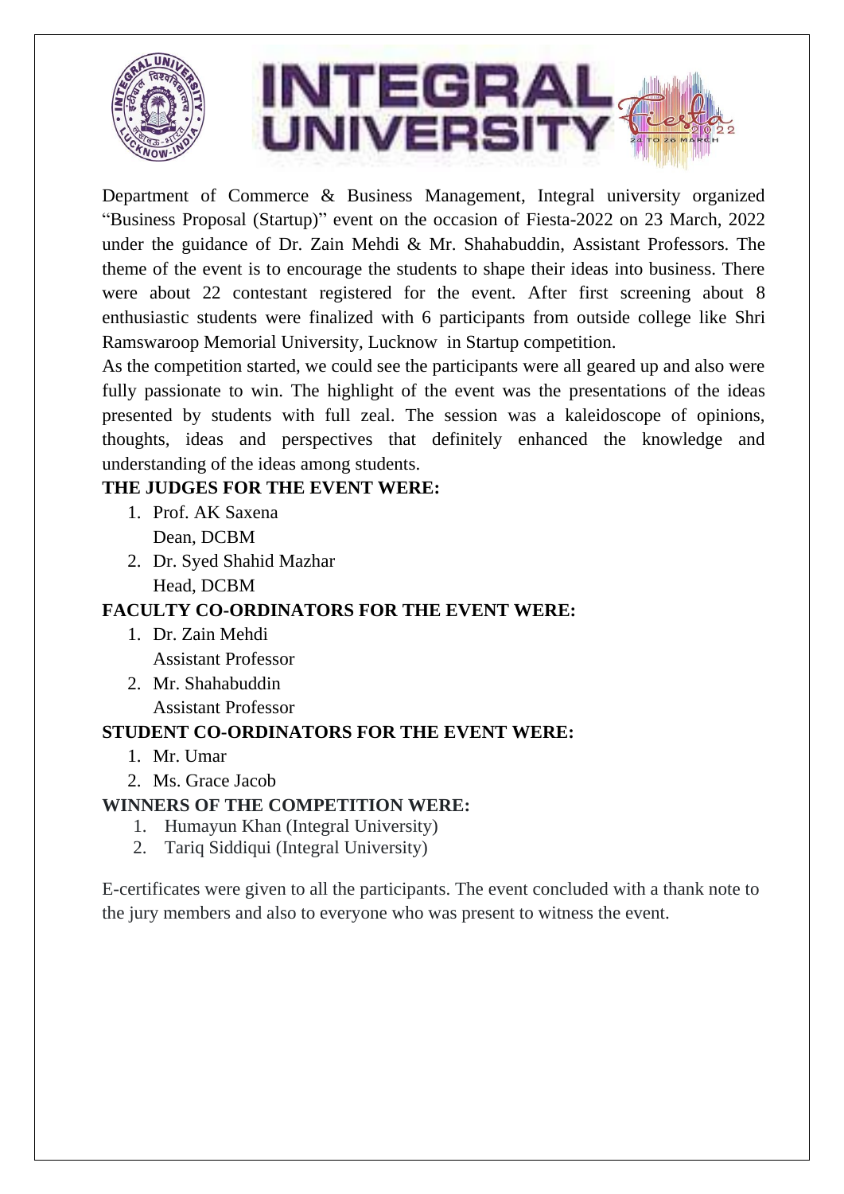Department of Commerce & Business Management, Integral university organized "Business Proposal (Startup)" event on the occasion of Fiesta-2022 on 23 March, 2022 under the guidance of Dr. Zain Mehdi & Mr. Shahabuddin, Assistant Professors. The theme of the event is to encourage the students to shape their ideas into business. There were about 22 contestant registered for the event. After first screening about 8 enthusiastic students were finalized with 6 participants from outside college like Shri Ramswaroop Memorial University, Lucknow in Startup competition.

As the competition started, we could see the participants were all geared up and also were fully passionate to win. The highlight of the event was the presentations of the ideas presented by students with full zeal. The session was a kaleidoscope of opinions, thoughts, ideas and perspectives that definitely enhanced the knowledge and understanding of the ideas among students.

**THE JUDGES FOR THE EVENT WERE:**

1. Prof. AK Saxena
   Dean, DCBM
2. Dr. Syed Shahid Mazhar
   Head, DCBM

**FACULTY CO-ORDINATORS FOR THE EVENT WERE:**

1. Dr. Zain Mehdi
   Assistant Professor
2. Mr. Shahabuddin
   Assistant Professor

**STUDENT CO-ORDINATORS FOR THE EVENT WERE:**

1. Mr. Umar
2. Ms. Grace Jacob

**WINNERS OF THE COMPETITION WERE:**

1. Humayun Khan (Integral University)
2. Tariq Siddiqui (Integral University)

E-certificates were given to all the participants. The event concluded with a thank note to the jury members and also to everyone who was present to witness the event.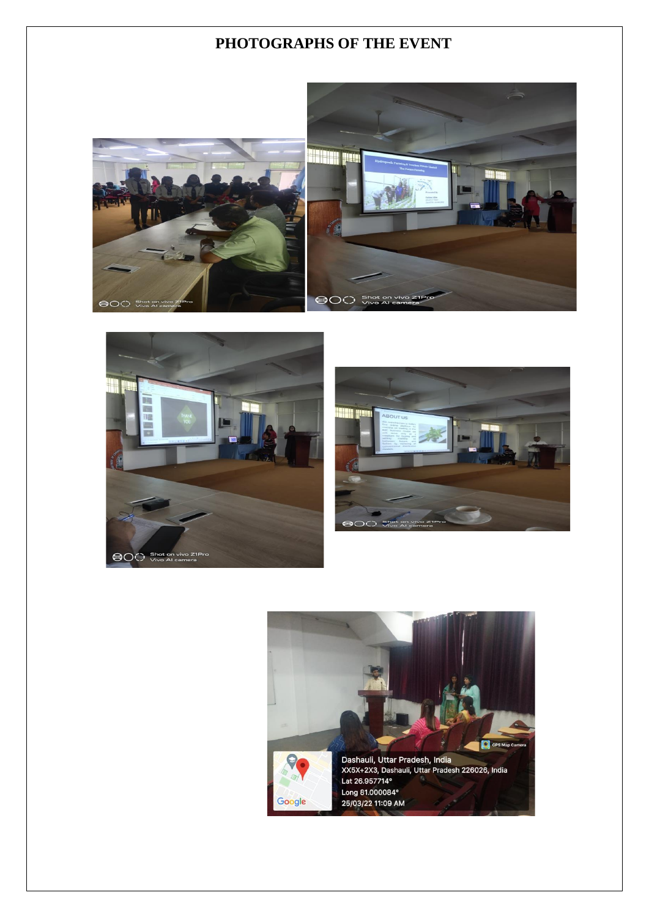# PHOTOGRAPHS OF THE EVENT